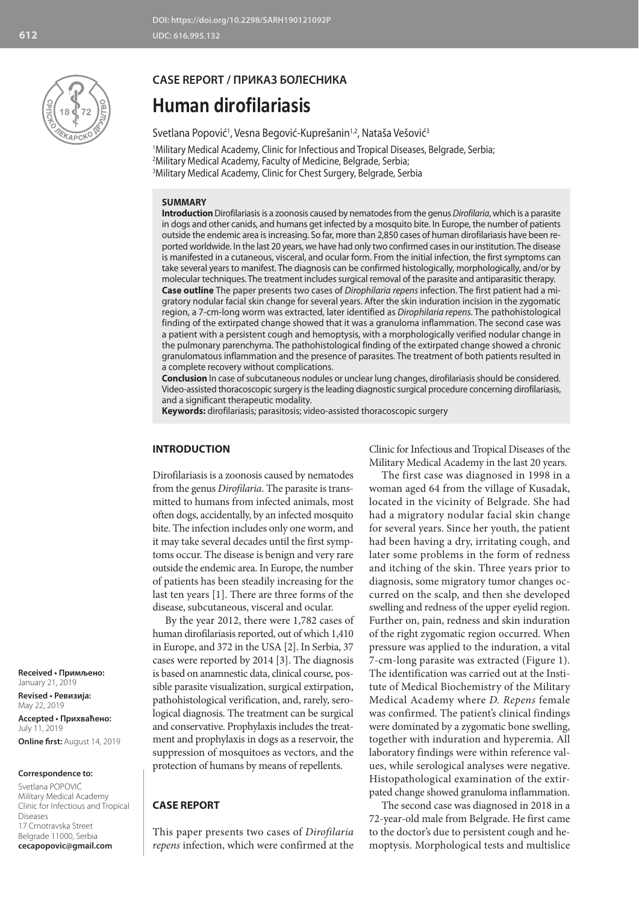CASE REPORT / ПРИКАЗ БОЛЕСНИКА

# Human dirofilariasis

Svetlana Popović[1], Vesna Begović-Kuprešanin[1,2], Nataša Vešović[3]

[1]Military Medical Academy, Clinic for Infectious and Tropical Diseases, Belgrade, Serbia;
[2]Military Medical Academy, Faculty of Medicine, Belgrade, Serbia;
[3]Military Medical Academy, Clinic for Chest Surgery, Belgrade, Serbia

**SUMMARY**

**Introduction** Dirofilariasis is a zoonosis caused by nematodes from the genus *Dirofilaria*, which is a parasite in dogs and other canids, and humans get infected by a mosquito bite. In Europe, the number of patients outside the endemic area is increasing. So far, more than 2,850 cases of human dirofilariasis have been reported worldwide. In the last 20 years, we have had only two confirmed cases in our institution. The disease is manifested in a cutaneous, visceral, and ocular form. From the initial infection, the first symptoms can take several years to manifest. The diagnosis can be confirmed histologically, morphologically, and/or by molecular techniques. The treatment includes surgical removal of the parasite and antiparasitic therapy.

**Case outline** The paper presents two cases of *Dirophilaria repens* infection. The first patient had a migratory nodular facial skin change for several years. After the skin induration incision in the zygomatic region, a 7-cm-long worm was extracted, later identified as *Dirophilaria repens*. The pathohistological finding of the extirpated change showed that it was a granuloma inflammation. The second case was a patient with a persistent cough and hemoptysis, with a morphologically verified nodular change in the pulmonary parenchyma. The pathohistological finding of the extirpated change showed a chronic granulomatous inflammation and the presence of parasites. The treatment of both patients resulted in a complete recovery without complications.

**Conclusion** In case of subcutaneous nodules or unclear lung changes, dirofilariasis should be considered. Video-assisted thoracoscopic surgery is the leading diagnostic surgical procedure concerning dirofilariasis, and a significant therapeutic modality.

**Keywords:** dirofilariasis; parasitosis; video-assisted thoracoscopic surgery

## INTRODUCTION

Dirofilariasis is a zoonosis caused by nematodes from the genus *Dirofilaria*. The parasite is transmitted to humans from infected animals, most often dogs, accidentally, by an infected mosquito bite. The infection includes only one worm, and it may take several decades until the first symptoms occur. The disease is benign and very rare outside the endemic area. In Europe, the number of patients has been steadily increasing for the last ten years [1]. There are three forms of the disease, subcutaneous, visceral and ocular.

By the year 2012, there were 1,782 cases of human dirofilariasis reported, out of which 1,410 in Europe, and 372 in the USA [2]. In Serbia, 37 cases were reported by 2014 [3]. The diagnosis is based on anamnestic data, clinical course, possible parasite visualization, surgical extirpation, pathohistological verification, and, rarely, serological diagnosis. The treatment can be surgical and conservative. Prophylaxis includes the treatment and prophylaxis in dogs as a reservoir, the suppression of mosquitoes as vectors, and the protection of humans by means of repellents.

## CASE REPORT

This paper presents two cases of *Dirofilaria repens* infection, which were confirmed at the Clinic for Infectious and Tropical Diseases of the Military Medical Academy in the last 20 years.

The first case was diagnosed in 1998 in a woman aged 64 from the village of Kusadak, located in the vicinity of Belgrade. She had had a migratory nodular facial skin change for several years. Since her youth, the patient had been having a dry, irritating cough, and later some problems in the form of redness and itching of the skin. Three years prior to diagnosis, some migratory tumor changes occurred on the scalp, and then she developed swelling and redness of the upper eyelid region. Further on, pain, redness and skin induration of the right zygomatic region occurred. When pressure was applied to the induration, a vital 7-cm-long parasite was extracted (Figure 1). The identification was carried out at the Institute of Medical Biochemistry of the Military Medical Academy where *D. Repens* female was confirmed. The patient's clinical findings were dominated by a zygomatic bone swelling, together with induration and hyperemia. All laboratory findings were within reference values, while serological analyses were negative. Histopathological examination of the extirpated change showed granuloma inflammation.

The second case was diagnosed in 2018 in a 72-year-old male from Belgrade. He first came to the doctor's due to persistent cough and hemoptysis. Morphological tests and multislice

**Received • Примљено:** January 21, 2019
**Revised • Ревизија:** May 22, 2019
**Accepted • Прихваћено:** July 11, 2019
**Online first:** August 14, 2019

**Correspondence to:**
Svetlana POPOVIĆ
Military Medical Academy
Clinic for Infectious and Tropical Diseases
17 Crnotravska Street
Belgrade 11000, Serbia
**cecapopovic@gmail.com**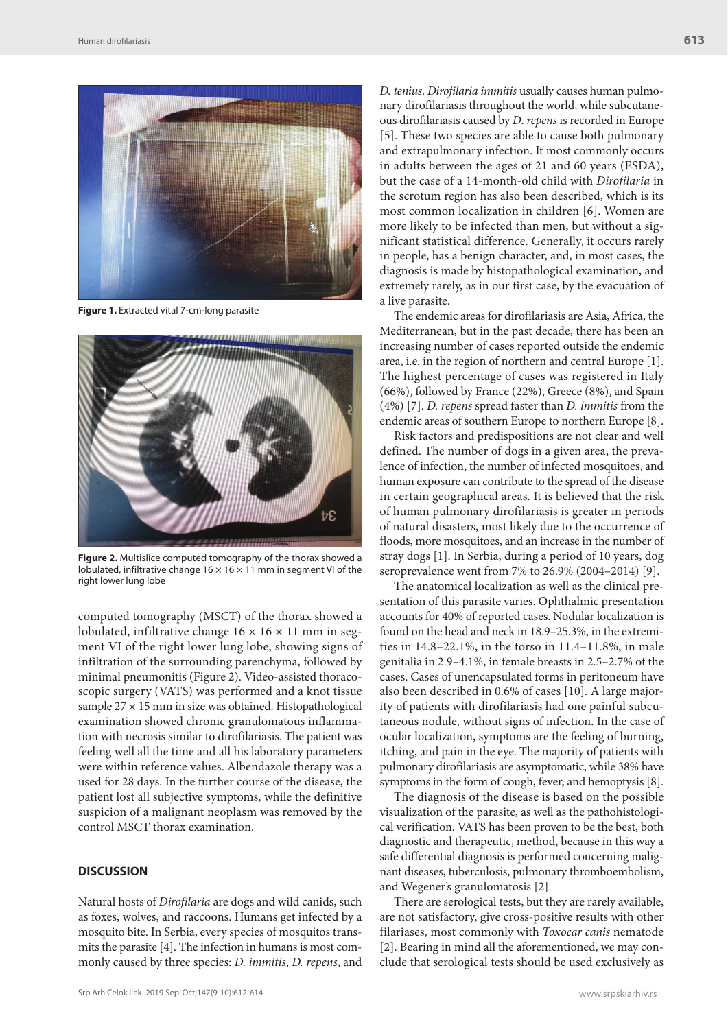**Figure 1.** Extracted vital 7-cm-long parasite

**Figure 2.** Multislice computed tomography of the thorax showed a lobulated, infiltrative change 16 × 16 × 11 mm in segment VI of the right lower lung lobe

computed tomography (MSCT) of the thorax showed a lobulated, infiltrative change 16 × 16 × 11 mm in segment VI of the right lower lung lobe, showing signs of infiltration of the surrounding parenchyma, followed by minimal pneumonitis (Figure 2). Video-assisted thoracoscopic surgery (VATS) was performed and a knot tissue sample 27 × 15 mm in size was obtained. Histopathological examination showed chronic granulomatous inflammation with necrosis similar to dirofilariasis. The patient was feeling well all the time and all his laboratory parameters were within reference values. Albendazole therapy was a used for 28 days. In the further course of the disease, the patient lost all subjective symptoms, while the definitive suspicion of a malignant neoplasm was removed by the control MSCT thorax examination.

## DISCUSSION

Natural hosts of *Dirofilaria* are dogs and wild canids, such as foxes, wolves, and raccoons. Humans get infected by a mosquito bite. In Serbia, every species of mosquitos transmits the parasite [4]. The infection in humans is most commonly caused by three species: *D. immitis*, *D. repens*, and *D. tenius*. *Dirofilaria immitis* usually causes human pulmonary dirofilariasis throughout the world, while subcutaneous dirofilariasis caused by *D. repens* is recorded in Europe [5]. These two species are able to cause both pulmonary and extrapulmonary infection. It most commonly occurs in adults between the ages of 21 and 60 years (ESDA), but the case of a 14-month-old child with *Dirofilaria* in the scrotum region has also been described, which is its most common localization in children [6]. Women are more likely to be infected than men, but without a significant statistical difference. Generally, it occurs rarely in people, has a benign character, and, in most cases, the diagnosis is made by histopathological examination, and extremely rarely, as in our first case, by the evacuation of a live parasite.

The endemic areas for dirofilariasis are Asia, Africa, the Mediterranean, but in the past decade, there has been an increasing number of cases reported outside the endemic area, i.e. in the region of northern and central Europe [1]. The highest percentage of cases was registered in Italy (66%), followed by France (22%), Greece (8%), and Spain (4%) [7]. *D. repens* spread faster than *D. immitis* from the endemic areas of southern Europe to northern Europe [8].

Risk factors and predispositions are not clear and well defined. The number of dogs in a given area, the prevalence of infection, the number of infected mosquitoes, and human exposure can contribute to the spread of the disease in certain geographical areas. It is believed that the risk of human pulmonary dirofilariasis is greater in periods of natural disasters, most likely due to the occurrence of floods, more mosquitoes, and an increase in the number of stray dogs [1]. In Serbia, during a period of 10 years, dog seroprevalence went from 7% to 26.9% (2004–2014) [9].

The anatomical localization as well as the clinical presentation of this parasite varies. Ophthalmic presentation accounts for 40% of reported cases. Nodular localization is found on the head and neck in 18.9–25.3%, in the extremities in 14.8–22.1%, in the torso in 11.4–11.8%, in male genitalia in 2.9–4.1%, in female breasts in 2.5–2.7% of the cases. Cases of unencapsulated forms in peritoneum have also been described in 0.6% of cases [10]. A large majority of patients with dirofilariasis had one painful subcutaneous nodule, without signs of infection. In the case of ocular localization, symptoms are the feeling of burning, itching, and pain in the eye. The majority of patients with pulmonary dirofilariasis are asymptomatic, while 38% have symptoms in the form of cough, fever, and hemoptysis [8].

The diagnosis of the disease is based on the possible visualization of the parasite, as well as the pathohistological verification. VATS has been proven to be the best, both diagnostic and therapeutic, method, because in this way a safe differential diagnosis is performed concerning malignant diseases, tuberculosis, pulmonary thromboembolism, and Wegener's granulomatosis [2].

There are serological tests, but they are rarely available, are not satisfactory, give cross-positive results with other filariases, most commonly with *Toxocar canis* nematode [2]. Bearing in mind all the aforementioned, we may conclude that serological tests should be used exclusively as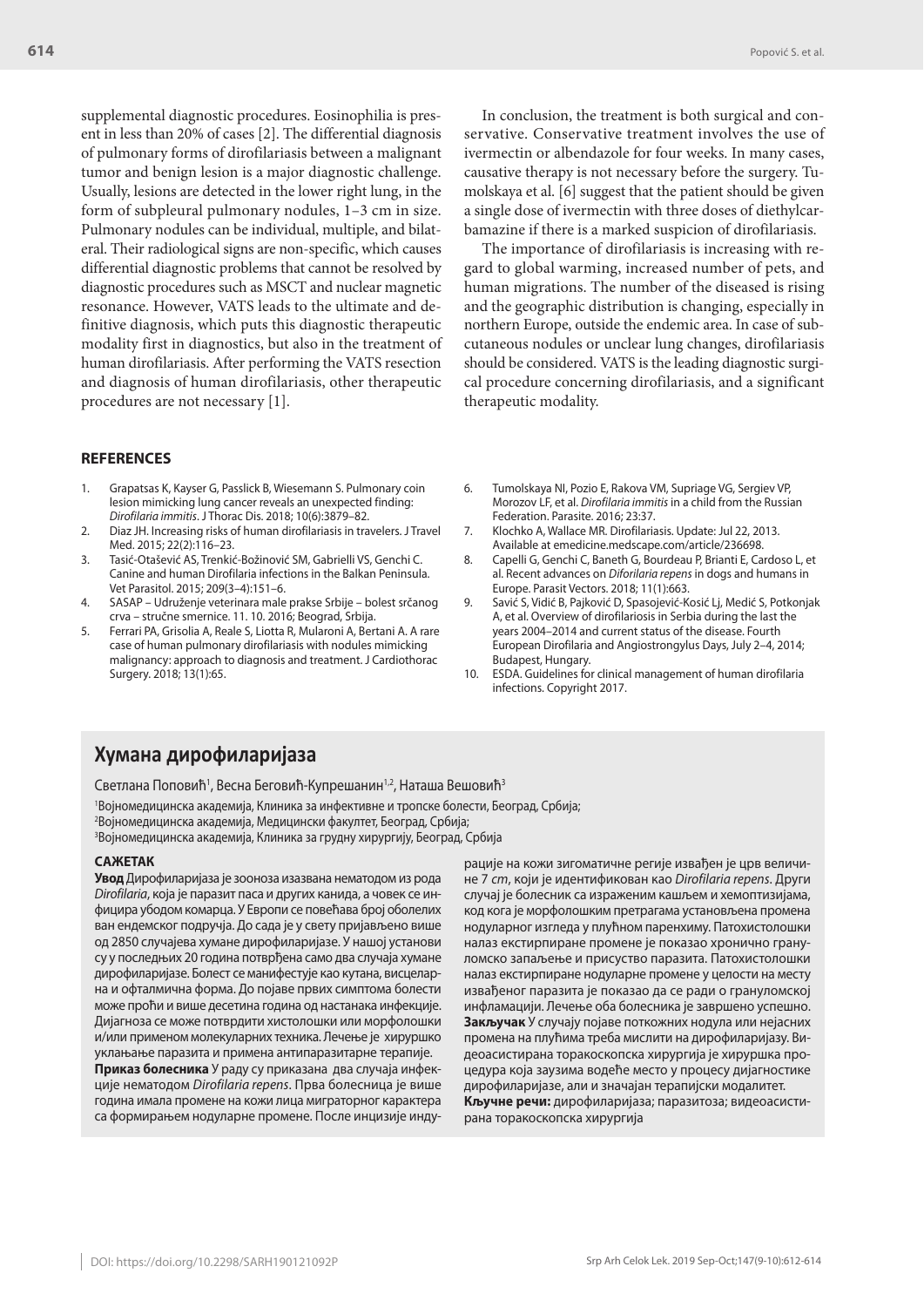supplemental diagnostic procedures. Eosinophilia is present in less than 20% of cases [2]. The differential diagnosis of pulmonary forms of dirofilariasis between a malignant tumor and benign lesion is a major diagnostic challenge. Usually, lesions are detected in the lower right lung, in the form of subpleural pulmonary nodules, 1–3 cm in size. Pulmonary nodules can be individual, multiple, and bilateral. Their radiological signs are non-specific, which causes differential diagnostic problems that cannot be resolved by diagnostic procedures such as MSCT and nuclear magnetic resonance. However, VATS leads to the ultimate and definitive diagnosis, which puts this diagnostic therapeutic modality first in diagnostics, but also in the treatment of human dirofilariasis. After performing the VATS resection and diagnosis of human dirofilariasis, other therapeutic procedures are not necessary [1].

In conclusion, the treatment is both surgical and conservative. Conservative treatment involves the use of ivermectin or albendazole for four weeks. In many cases, causative therapy is not necessary before the surgery. Tumolskaya et al. [6] suggest that the patient should be given a single dose of ivermectin with three doses of diethylcarbamazine if there is a marked suspicion of dirofilariasis.

The importance of dirofilariasis is increasing with regard to global warming, increased number of pets, and human migrations. The number of the diseased is rising and the geographic distribution is changing, especially in northern Europe, outside the endemic area. In case of subcutaneous nodules or unclear lung changes, dirofilariasis should be considered. VATS is the leading diagnostic surgical procedure concerning dirofilariasis, and a significant therapeutic modality.

## REFERENCES

1. Grapatsas K, Kayser G, Passlick B, Wiesemann S. Pulmonary coin lesion mimicking lung cancer reveals an unexpected finding: *Dirofilaria immitis*. J Thorac Dis. 2018; 10(6):3879–82.
2. Diaz JH. Increasing risks of human dirofilariasis in travelers. J Travel Med. 2015; 22(2):116–23.
3. Tasić-Otašević AS, Trenkić-Božinović SM, Gabrielli VS, Genchi C. Canine and human Dirofilaria infections in the Balkan Peninsula. Vet Parasitol. 2015; 209(3–4):151–6.
4. SASAP – Udruženje veterinara male prakse Srbije – bolest srčanog crva – stručne smernice. 11. 10. 2016; Beograd, Srbija.
5. Ferrari PA, Grisolia A, Reale S, Liotta R, Mularoni A, Bertani A. A rare case of human pulmonary dirofilariasis with nodules mimicking malignancy: approach to diagnosis and treatment. J Cardiothorac Surgery. 2018; 13(1):65.
6. Tumolskaya NI, Pozio E, Rakova VM, Supriage VG, Sergiev VP, Morozov LF, et al. *Dirofilaria immitis* in a child from the Russian Federation. Parasite. 2016; 23:37.
7. Klochko A, Wallace MR. Dirofilariasis. Update: Jul 22, 2013. Available at emedicine.medscape.com/article/236698.
8. Capelli G, Genchi C, Baneth G, Bourdeau P, Brianti E, Cardoso L, et al. Recent advances on *Diforilaria repens* in dogs and humans in Europe. Parasit Vectors. 2018; 11(1):663.
9. Savić S, Vidić B, Pajković D, Spasojević-Kosić Lj, Medić S, Potkonjak A, et al. Overview of dirofilariosis in Serbia during the last the years 2004–2014 and current status of the disease. Fourth European Dirofilaria and Angiostrongylus Days, July 2–4, 2014; Budapest, Hungary.
10. ESDA. Guidelines for clinical management of human dirofilaria infections. Copyright 2017.

## Хумана дирофиларијаза

Светлана Поповић[1], Весна Беговић-Купрешанин[1,2], Наташа Вешовић[3]

[1]Војномедицинска академија, Клиника за инфективне и тропске болести, Београд, Србија;
[2]Војномедицинска академија, Медицински факултет, Београд, Србија;
[3]Војномедицинска академија, Клиника за грудну хирургију, Београд, Србија

### САЖЕТАК

**Увод** Дирофиларијаза је зооноза изазвана нематодом из рода *Dirofilaria*, која је паразит паса и других канида, а човек се инфицира убодом комарца. У Европи се повећава број оболелих ван ендемског подручја. До сада је у свету пријављено више од 2850 случајева хумане дирофиларијазе. У нашој установи су у последњих 20 година потврђена само два случаја хумане дирофиларијазе. Болест се манифестује као кутана, висцерална и офталмична форма. До појаве првих симптома болести може проћи и више десетина година од настанка инфекције. Дијагноза се може потврдити хистолошки или морфолошки и/или применом молекуларних техника. Лечење је хируршко уклањање паразита и примена антипаразитарне терапије.

**Приказ болесника** У раду су приказана два случаја инфекције нематодом *Dirofilaria repens*. Прва болесница је више година имала промене на кожи лица миграторног карактера са формирањем нодуларне промене. После инцизије индурације на кожи зигоматичне регије извађен је црв величине 7 *cm*, који је идентификован као *Dirofilaria repens*. Други случај је болесник са израженим кашљем и хемоптизијама, код кога је морфолошким претрагама установљена промена нодуларног изгледа у плућном паренхиму. Патохистолошки налаз екстирпиране промене је показао хронично грануломско запаљење и присуство паразита. Патохистолошки налаз екстирпиране нодуларне промене у целости на месту извађеног паразита је показао да се ради о грануломској инфламацији. Лечење оба болесника је завршено успешно.

**Закључак** У случају појаве поткожних нодула или нејасних промена на плућима треба мислити на дирофиларијазу. Видеоасистирана торакоскопска хирургија је хируршка процедура која заузима водеће место у процесу дијагностике дирофиларијазе, али и значајан терапијски модалитет.

**Кључне речи:** дирофиларијаза; паразитоза; видеоасистирана торакоскопска хирургија